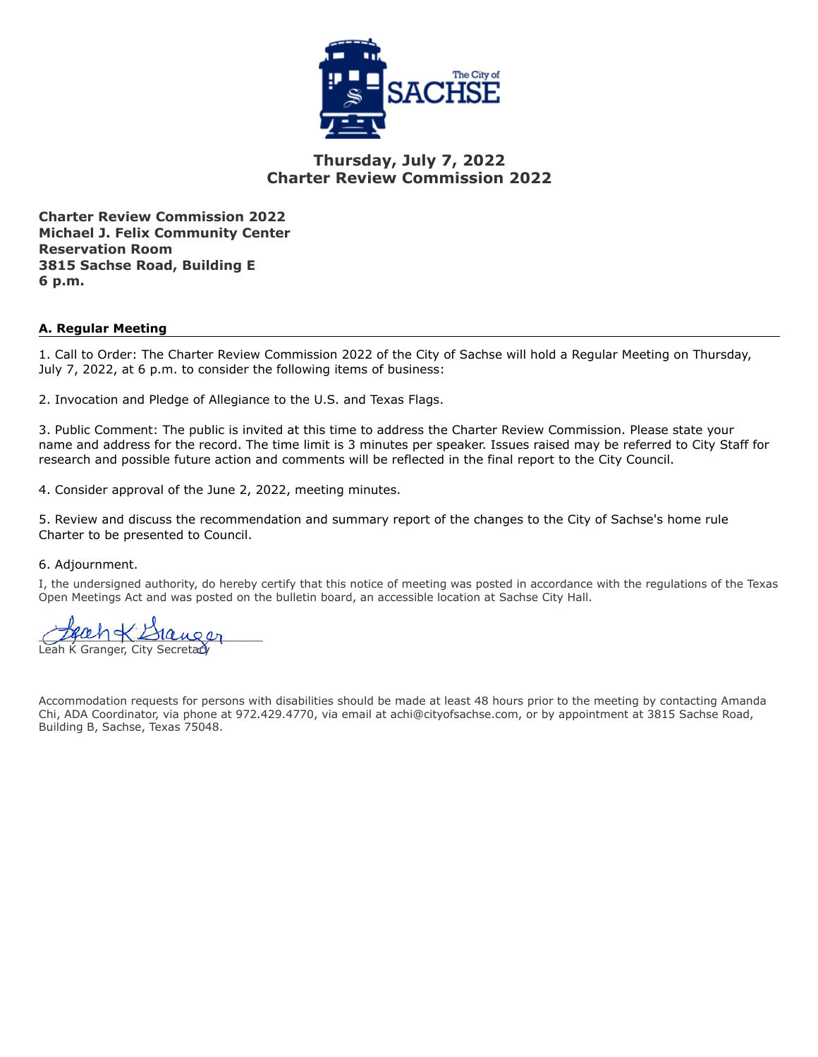# Thursday, July 7, 2022
# Charter Review Commission 2022

**Charter Review Commission 2022**
**Michael J. Felix Community Center**
**Reservation Room**
**3815 Sachse Road, Building E**
**6 p.m.**

## A. Regular Meeting

1. Call to Order: The Charter Review Commission 2022 of the City of Sachse will hold a Regular Meeting on Thursday, July 7, 2022, at 6 p.m. to consider the following items of business:

2. Invocation and Pledge of Allegiance to the U.S. and Texas Flags.

3. Public Comment: The public is invited at this time to address the Charter Review Commission. Please state your name and address for the record. The time limit is 3 minutes per speaker. Issues raised may be referred to City Staff for research and possible future action and comments will be reflected in the final report to the City Council.

4. Consider approval of the June 2, 2022, meeting minutes.

5. Review and discuss the recommendation and summary report of the changes to the City of Sachse's home rule Charter to be presented to Council.

6. Adjournment.

I, the undersigned authority, do hereby certify that this notice of meeting was posted in accordance with the regulations of the Texas Open Meetings Act and was posted on the bulletin board, an accessible location at Sachse City Hall.

Leah K Granger, City Secretary

Accommodation requests for persons with disabilities should be made at least 48 hours prior to the meeting by contacting Amanda Chi, ADA Coordinator, via phone at 972.429.4770, via email at achi@cityofsachse.com, or by appointment at 3815 Sachse Road, Building B, Sachse, Texas 75048.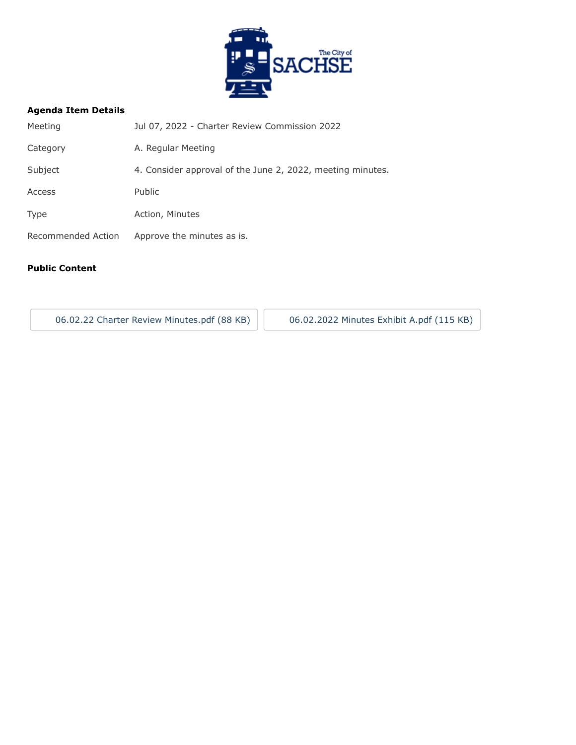**Agenda Item Details**

| | |
|---|---|
| Meeting | Jul 07, 2022 - Charter Review Commission 2022 |
| Category | A. Regular Meeting |
| Subject | 4. Consider approval of the June 2, 2022, meeting minutes. |
| Access | Public |
| Type | Action, Minutes |
| Recommended Action | Approve the minutes as is. |

**Public Content**

06.02.22 Charter Review Minutes.pdf (88 KB)

06.02.2022 Minutes Exhibit A.pdf (115 KB)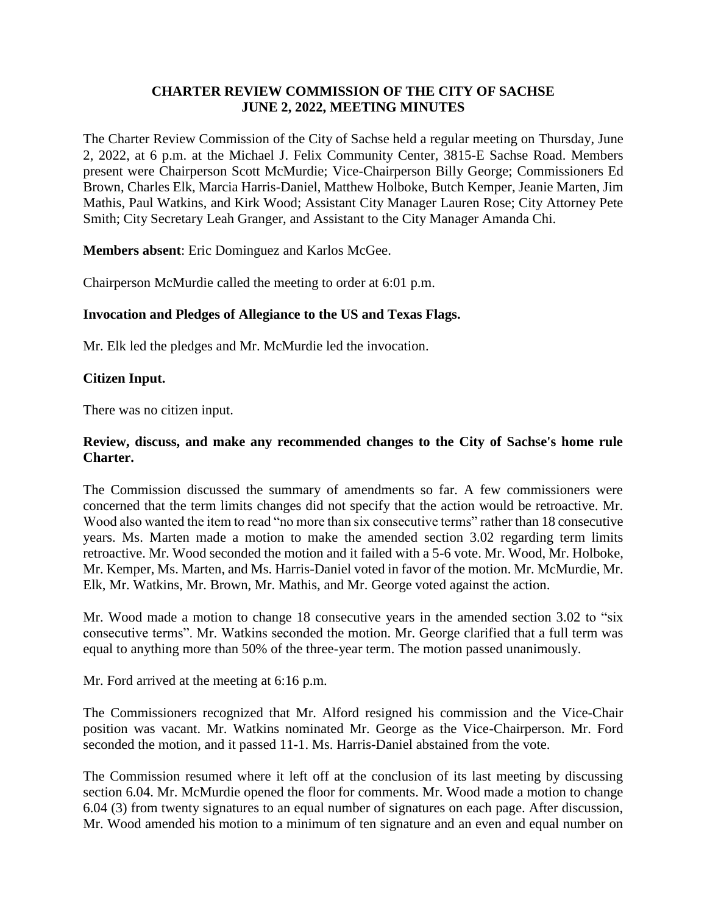**CHARTER REVIEW COMMISSION OF THE CITY OF SACHSE**
**JUNE 2, 2022, MEETING MINUTES**

The Charter Review Commission of the City of Sachse held a regular meeting on Thursday, June 2, 2022, at 6 p.m. at the Michael J. Felix Community Center, 3815-E Sachse Road. Members present were Chairperson Scott McMurdie; Vice-Chairperson Billy George; Commissioners Ed Brown, Charles Elk, Marcia Harris-Daniel, Matthew Holboke, Butch Kemper, Jeanie Marten, Jim Mathis, Paul Watkins, and Kirk Wood; Assistant City Manager Lauren Rose; City Attorney Pete Smith; City Secretary Leah Granger, and Assistant to the City Manager Amanda Chi.

**Members absent**: Eric Dominguez and Karlos McGee.

Chairperson McMurdie called the meeting to order at 6:01 p.m.

**Invocation and Pledges of Allegiance to the US and Texas Flags.**

Mr. Elk led the pledges and Mr. McMurdie led the invocation.

**Citizen Input.**

There was no citizen input.

**Review, discuss, and make any recommended changes to the City of Sachse's home rule Charter.**

The Commission discussed the summary of amendments so far. A few commissioners were concerned that the term limits changes did not specify that the action would be retroactive. Mr. Wood also wanted the item to read "no more than six consecutive terms" rather than 18 consecutive years. Ms. Marten made a motion to make the amended section 3.02 regarding term limits retroactive. Mr. Wood seconded the motion and it failed with a 5-6 vote. Mr. Wood, Mr. Holboke, Mr. Kemper, Ms. Marten, and Ms. Harris-Daniel voted in favor of the motion. Mr. McMurdie, Mr. Elk, Mr. Watkins, Mr. Brown, Mr. Mathis, and Mr. George voted against the action.

Mr. Wood made a motion to change 18 consecutive years in the amended section 3.02 to "six consecutive terms". Mr. Watkins seconded the motion. Mr. George clarified that a full term was equal to anything more than 50% of the three-year term. The motion passed unanimously.

Mr. Ford arrived at the meeting at 6:16 p.m.

The Commissioners recognized that Mr. Alford resigned his commission and the Vice-Chair position was vacant. Mr. Watkins nominated Mr. George as the Vice-Chairperson. Mr. Ford seconded the motion, and it passed 11-1. Ms. Harris-Daniel abstained from the vote.

The Commission resumed where it left off at the conclusion of its last meeting by discussing section 6.04. Mr. McMurdie opened the floor for comments. Mr. Wood made a motion to change 6.04 (3) from twenty signatures to an equal number of signatures on each page. After discussion, Mr. Wood amended his motion to a minimum of ten signature and an even and equal number on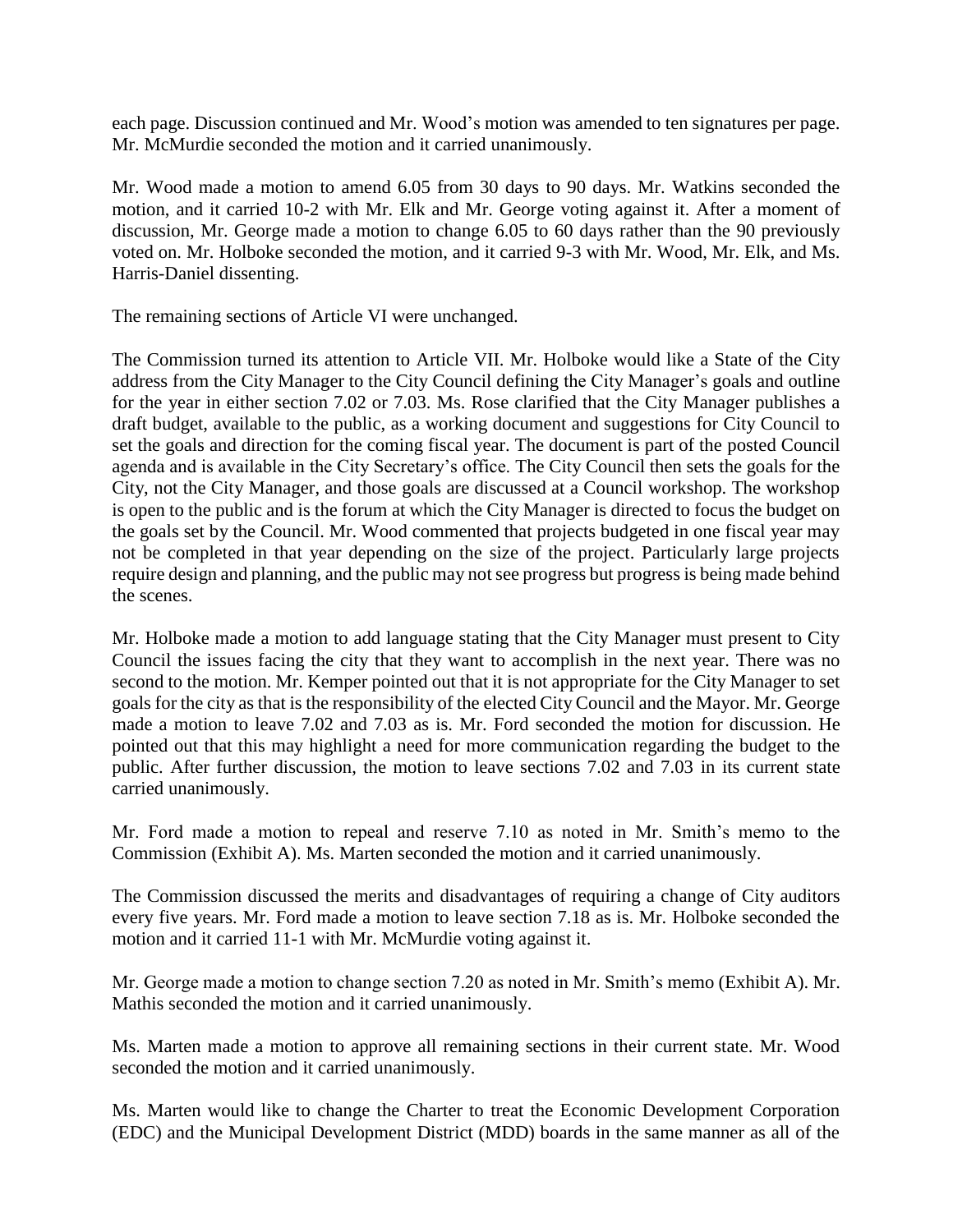each page. Discussion continued and Mr. Wood's motion was amended to ten signatures per page. Mr. McMurdie seconded the motion and it carried unanimously.

Mr. Wood made a motion to amend 6.05 from 30 days to 90 days. Mr. Watkins seconded the motion, and it carried 10-2 with Mr. Elk and Mr. George voting against it. After a moment of discussion, Mr. George made a motion to change 6.05 to 60 days rather than the 90 previously voted on. Mr. Holboke seconded the motion, and it carried 9-3 with Mr. Wood, Mr. Elk, and Ms. Harris-Daniel dissenting.

The remaining sections of Article VI were unchanged.

The Commission turned its attention to Article VII. Mr. Holboke would like a State of the City address from the City Manager to the City Council defining the City Manager's goals and outline for the year in either section 7.02 or 7.03. Ms. Rose clarified that the City Manager publishes a draft budget, available to the public, as a working document and suggestions for City Council to set the goals and direction for the coming fiscal year. The document is part of the posted Council agenda and is available in the City Secretary's office. The City Council then sets the goals for the City, not the City Manager, and those goals are discussed at a Council workshop. The workshop is open to the public and is the forum at which the City Manager is directed to focus the budget on the goals set by the Council. Mr. Wood commented that projects budgeted in one fiscal year may not be completed in that year depending on the size of the project. Particularly large projects require design and planning, and the public may not see progress but progress is being made behind the scenes.

Mr. Holboke made a motion to add language stating that the City Manager must present to City Council the issues facing the city that they want to accomplish in the next year. There was no second to the motion. Mr. Kemper pointed out that it is not appropriate for the City Manager to set goals for the city as that is the responsibility of the elected City Council and the Mayor. Mr. George made a motion to leave 7.02 and 7.03 as is. Mr. Ford seconded the motion for discussion. He pointed out that this may highlight a need for more communication regarding the budget to the public. After further discussion, the motion to leave sections 7.02 and 7.03 in its current state carried unanimously.

Mr. Ford made a motion to repeal and reserve 7.10 as noted in Mr. Smith's memo to the Commission (Exhibit A). Ms. Marten seconded the motion and it carried unanimously.

The Commission discussed the merits and disadvantages of requiring a change of City auditors every five years. Mr. Ford made a motion to leave section 7.18 as is. Mr. Holboke seconded the motion and it carried 11-1 with Mr. McMurdie voting against it.

Mr. George made a motion to change section 7.20 as noted in Mr. Smith's memo (Exhibit A). Mr. Mathis seconded the motion and it carried unanimously.

Ms. Marten made a motion to approve all remaining sections in their current state. Mr. Wood seconded the motion and it carried unanimously.

Ms. Marten would like to change the Charter to treat the Economic Development Corporation (EDC) and the Municipal Development District (MDD) boards in the same manner as all of the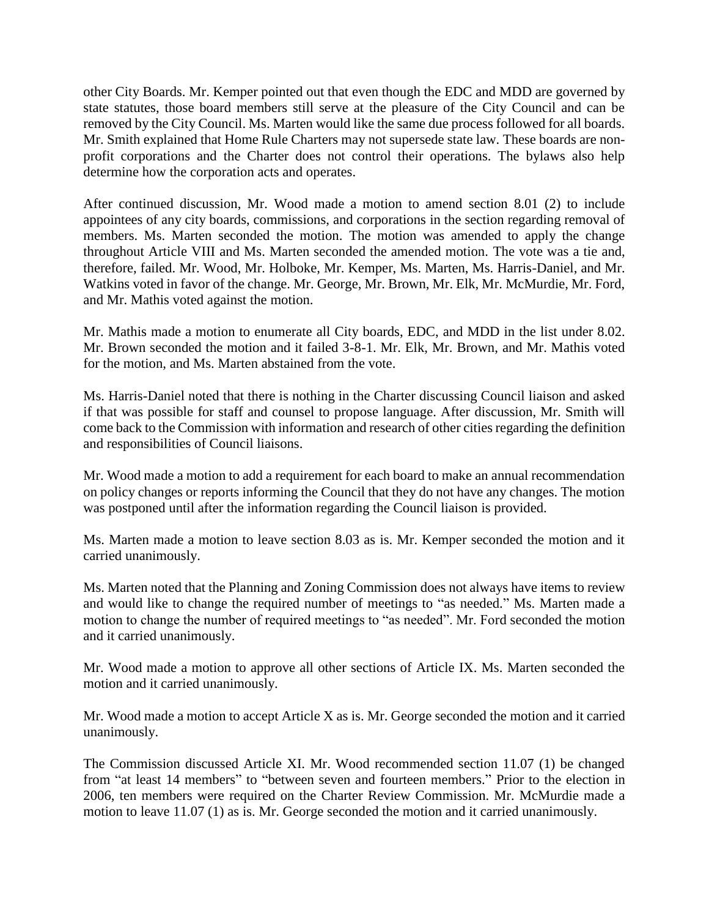other City Boards. Mr. Kemper pointed out that even though the EDC and MDD are governed by state statutes, those board members still serve at the pleasure of the City Council and can be removed by the City Council. Ms. Marten would like the same due process followed for all boards. Mr. Smith explained that Home Rule Charters may not supersede state law. These boards are non-profit corporations and the Charter does not control their operations. The bylaws also help determine how the corporation acts and operates.

After continued discussion, Mr. Wood made a motion to amend section 8.01 (2) to include appointees of any city boards, commissions, and corporations in the section regarding removal of members. Ms. Marten seconded the motion. The motion was amended to apply the change throughout Article VIII and Ms. Marten seconded the amended motion. The vote was a tie and, therefore, failed. Mr. Wood, Mr. Holboke, Mr. Kemper, Ms. Marten, Ms. Harris-Daniel, and Mr. Watkins voted in favor of the change. Mr. George, Mr. Brown, Mr. Elk, Mr. McMurdie, Mr. Ford, and Mr. Mathis voted against the motion.

Mr. Mathis made a motion to enumerate all City boards, EDC, and MDD in the list under 8.02. Mr. Brown seconded the motion and it failed 3-8-1. Mr. Elk, Mr. Brown, and Mr. Mathis voted for the motion, and Ms. Marten abstained from the vote.

Ms. Harris-Daniel noted that there is nothing in the Charter discussing Council liaison and asked if that was possible for staff and counsel to propose language. After discussion, Mr. Smith will come back to the Commission with information and research of other cities regarding the definition and responsibilities of Council liaisons.

Mr. Wood made a motion to add a requirement for each board to make an annual recommendation on policy changes or reports informing the Council that they do not have any changes. The motion was postponed until after the information regarding the Council liaison is provided.

Ms. Marten made a motion to leave section 8.03 as is. Mr. Kemper seconded the motion and it carried unanimously.

Ms. Marten noted that the Planning and Zoning Commission does not always have items to review and would like to change the required number of meetings to "as needed." Ms. Marten made a motion to change the number of required meetings to "as needed". Mr. Ford seconded the motion and it carried unanimously.

Mr. Wood made a motion to approve all other sections of Article IX. Ms. Marten seconded the motion and it carried unanimously.

Mr. Wood made a motion to accept Article X as is. Mr. George seconded the motion and it carried unanimously.

The Commission discussed Article XI. Mr. Wood recommended section 11.07 (1) be changed from "at least 14 members" to "between seven and fourteen members." Prior to the election in 2006, ten members were required on the Charter Review Commission. Mr. McMurdie made a motion to leave 11.07 (1) as is. Mr. George seconded the motion and it carried unanimously.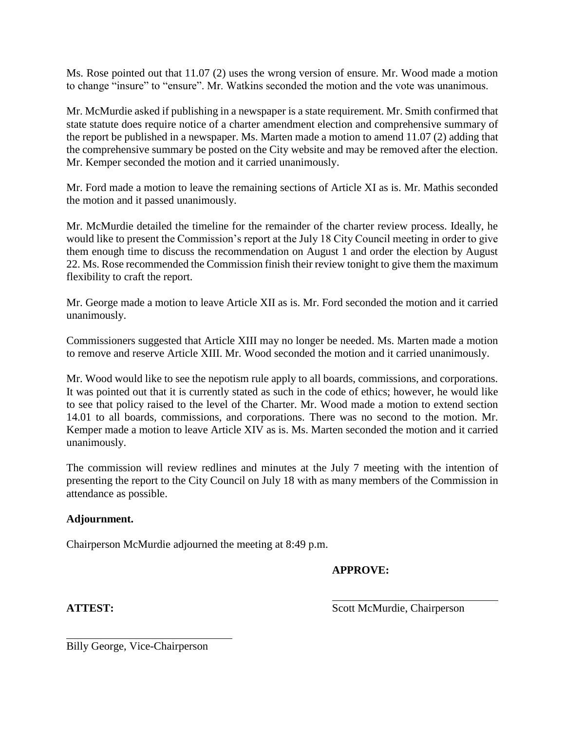Ms. Rose pointed out that 11.07 (2) uses the wrong version of ensure. Mr. Wood made a motion to change "insure" to "ensure". Mr. Watkins seconded the motion and the vote was unanimous.

Mr. McMurdie asked if publishing in a newspaper is a state requirement. Mr. Smith confirmed that state statute does require notice of a charter amendment election and comprehensive summary of the report be published in a newspaper. Ms. Marten made a motion to amend 11.07 (2) adding that the comprehensive summary be posted on the City website and may be removed after the election. Mr. Kemper seconded the motion and it carried unanimously.

Mr. Ford made a motion to leave the remaining sections of Article XI as is. Mr. Mathis seconded the motion and it passed unanimously.

Mr. McMurdie detailed the timeline for the remainder of the charter review process. Ideally, he would like to present the Commission's report at the July 18 City Council meeting in order to give them enough time to discuss the recommendation on August 1 and order the election by August 22. Ms. Rose recommended the Commission finish their review tonight to give them the maximum flexibility to craft the report.

Mr. George made a motion to leave Article XII as is. Mr. Ford seconded the motion and it carried unanimously.

Commissioners suggested that Article XIII may no longer be needed. Ms. Marten made a motion to remove and reserve Article XIII. Mr. Wood seconded the motion and it carried unanimously.

Mr. Wood would like to see the nepotism rule apply to all boards, commissions, and corporations. It was pointed out that it is currently stated as such in the code of ethics; however, he would like to see that policy raised to the level of the Charter. Mr. Wood made a motion to extend section 14.01 to all boards, commissions, and corporations. There was no second to the motion. Mr. Kemper made a motion to leave Article XIV as is. Ms. Marten seconded the motion and it carried unanimously.

The commission will review redlines and minutes at the July 7 meeting with the intention of presenting the report to the City Council on July 18 with as many members of the Commission in attendance as possible.

**Adjournment.**

Chairperson McMurdie adjourned the meeting at 8:49 p.m.

**APPROVE:**

Scott McMurdie, Chairperson

**ATTEST:**

Billy George, Vice-Chairperson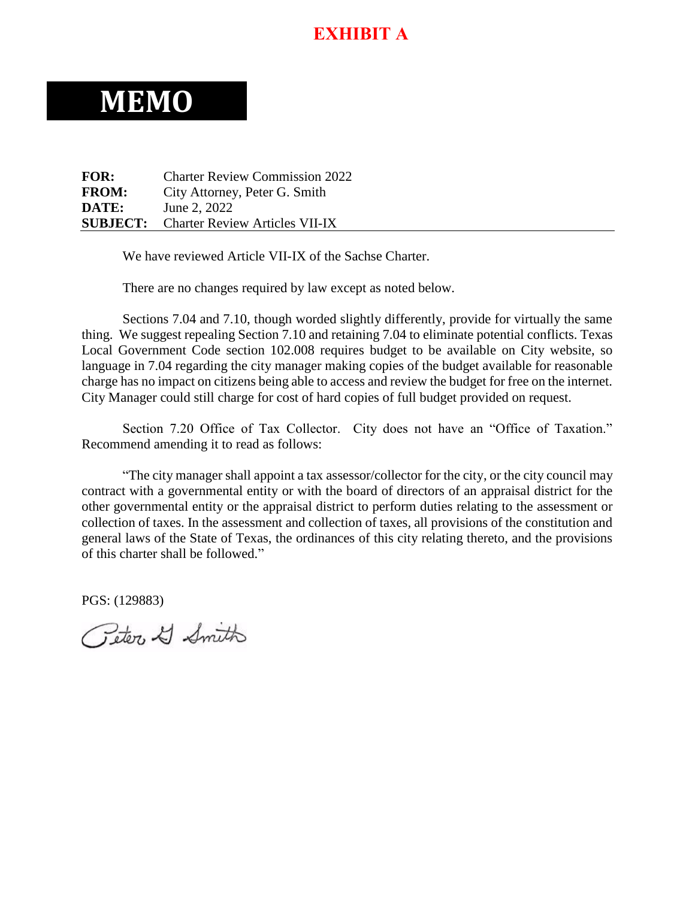**EXHIBIT A**

# MEMO

**FOR:** Charter Review Commission 2022
**FROM:** City Attorney, Peter G. Smith
**DATE:** June 2, 2022
**SUBJECT:** Charter Review Articles VII-IX

---

We have reviewed Article VII-IX of the Sachse Charter.

There are no changes required by law except as noted below.

Sections 7.04 and 7.10, though worded slightly differently, provide for virtually the same thing. We suggest repealing Section 7.10 and retaining 7.04 to eliminate potential conflicts. Texas Local Government Code section 102.008 requires budget to be available on City website, so language in 7.04 regarding the city manager making copies of the budget available for reasonable charge has no impact on citizens being able to access and review the budget for free on the internet. City Manager could still charge for cost of hard copies of full budget provided on request.

Section 7.20 Office of Tax Collector. City does not have an "Office of Taxation." Recommend amending it to read as follows:

"The city manager shall appoint a tax assessor/collector for the city, or the city council may contract with a governmental entity or with the board of directors of an appraisal district for the other governmental entity or the appraisal district to perform duties relating to the assessment or collection of taxes. In the assessment and collection of taxes, all provisions of the constitution and general laws of the State of Texas, the ordinances of this city relating thereto, and the provisions of this charter shall be followed."

PGS: (129883)

Peter G Smith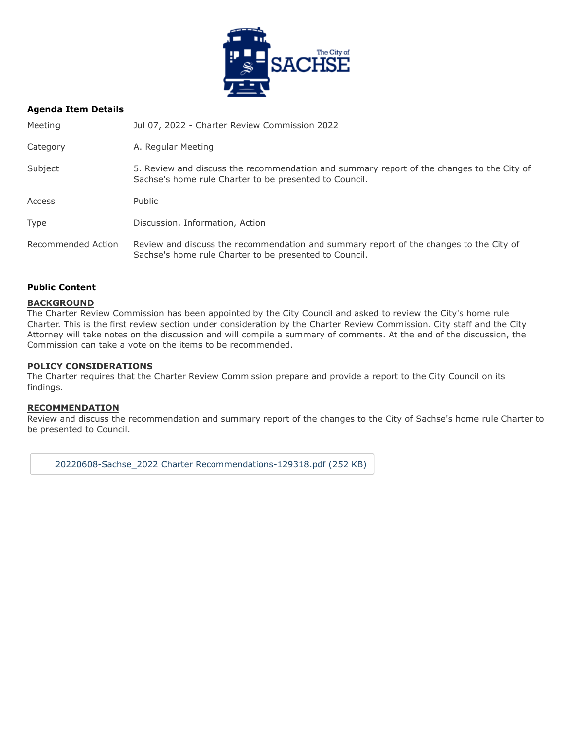## Agenda Item Details

| | |
|---|---|
| Meeting | Jul 07, 2022 - Charter Review Commission 2022 |
| Category | A. Regular Meeting |
| Subject | 5. Review and discuss the recommendation and summary report of the changes to the City of Sachse's home rule Charter to be presented to Council. |
| Access | Public |
| Type | Discussion, Information, Action |
| Recommended Action | Review and discuss the recommendation and summary report of the changes to the City of Sachse's home rule Charter to be presented to Council. |

## Public Content

### BACKGROUND

The Charter Review Commission has been appointed by the City Council and asked to review the City's home rule Charter. This is the first review section under consideration by the Charter Review Commission. City staff and the City Attorney will take notes on the discussion and will compile a summary of comments. At the end of the discussion, the Commission can take a vote on the items to be recommended.

### POLICY CONSIDERATIONS

The Charter requires that the Charter Review Commission prepare and provide a report to the City Council on its findings.

### RECOMMENDATION

Review and discuss the recommendation and summary report of the changes to the City of Sachse's home rule Charter to be presented to Council.

20220608-Sachse_2022 Charter Recommendations-129318.pdf (252 KB)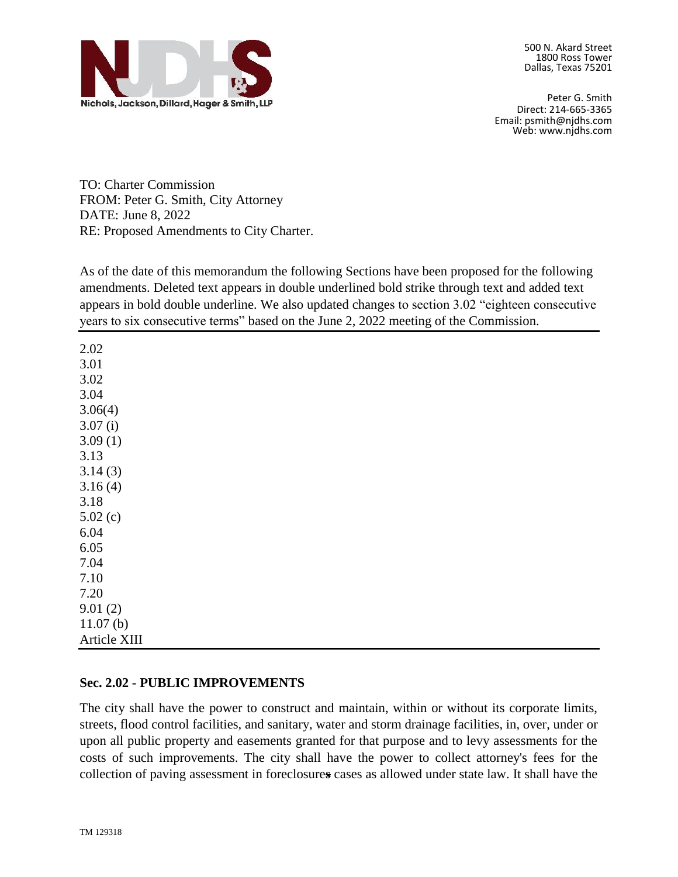500 N. Akard Street
1800 Ross Tower
Dallas, Texas 75201

Peter G. Smith
Direct: 214-665-3365
Email: psmith@njdhs.com
Web: www.njdhs.com

TO: Charter Commission
FROM: Peter G. Smith, City Attorney
DATE: June 8, 2022
RE: Proposed Amendments to City Charter.

As of the date of this memorandum the following Sections have been proposed for the following amendments. Deleted text appears in double underlined bold strike through text and added text appears in bold double underline. We also updated changes to section 3.02 "eighteen consecutive years to six consecutive terms" based on the June 2, 2022 meeting of the Commission.

---

2.02
3.01
3.02
3.04
3.06(4)
3.07 (i)
3.09 (1)
3.13
3.14 (3)
3.16 (4)
3.18
5.02 (c)
6.04
6.05
7.04
7.10
7.20
9.01 (2)
11.07 (b)
Article XIII

---

**Sec. 2.02 - PUBLIC IMPROVEMENTS**

The city shall have the power to construct and maintain, within or without its corporate limits, streets, flood control facilities, and sanitary, water and storm drainage facilities, in, over, under or upon all public property and easements granted for that purpose and to levy assessments for the costs of such improvements. The city shall have the power to collect attorney's fees for the collection of paving assessment in foreclosure~~s~~ cases as allowed under state law. It shall have the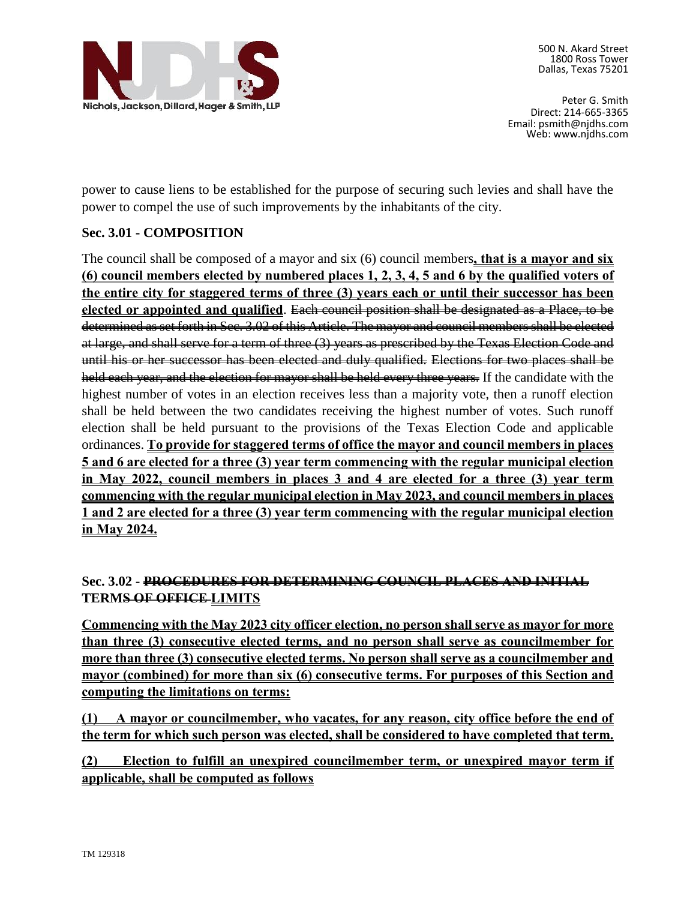power to cause liens to be established for the purpose of securing such levies and shall have the power to compel the use of such improvements by the inhabitants of the city.

**Sec. 3.01 - COMPOSITION**

The council shall be composed of a mayor and six (6) council members**<u>, that is a mayor and six (6) council members elected by numbered places 1, 2, 3, 4, 5 and 6 by the qualified voters of the entire city for staggered terms of three (3) years each or until their successor has been elected or appointed and qualified</u>**. ~~Each council position shall be designated as a Place, to be determined as set forth in Sec. 3.02 of this Article. The mayor and council members shall be elected at large, and shall serve for a term of three (3) years as prescribed by the Texas Election Code and until his or her successor has been elected and duly qualified.~~ ~~Elections for two places shall be held each year, and the election for mayor shall be held every three years.~~ If the candidate with the highest number of votes in an election receives less than a majority vote, then a runoff election shall be held between the two candidates receiving the highest number of votes. Such runoff election shall be held pursuant to the provisions of the Texas Election Code and applicable ordinances. **<u>To provide for staggered terms of office the mayor and council members in places 5 and 6 are elected for a three (3) year term commencing with the regular municipal election in May 2022, council members in places 3 and 4 are elected for a three (3) year term commencing with the regular municipal election in May 2023, and council members in places 1 and 2 are elected for a three (3) year term commencing with the regular municipal election in May 2024.</u>**

**Sec. 3.02 - ~~PROCEDURES FOR DETERMINING COUNCIL PLACES AND INITIAL~~ TERM~~S OF OFFICE~~ <u>LIMITS</u>**

**<u>Commencing with the May 2023 city officer election, no person shall serve as mayor for more than three (3) consecutive elected terms, and no person shall serve as councilmember for more than three (3) consecutive elected terms. No person shall serve as a councilmember and mayor (combined) for more than six (6) consecutive terms. For purposes of this Section and computing the limitations on terms:</u>**

**<u>(1) A mayor or councilmember, who vacates, for any reason, city office before the end of the term for which such person was elected, shall be considered to have completed that term.</u>**

**<u>(2) Election to fulfill an unexpired councilmember term, or unexpired mayor term if applicable, shall be computed as follows</u>**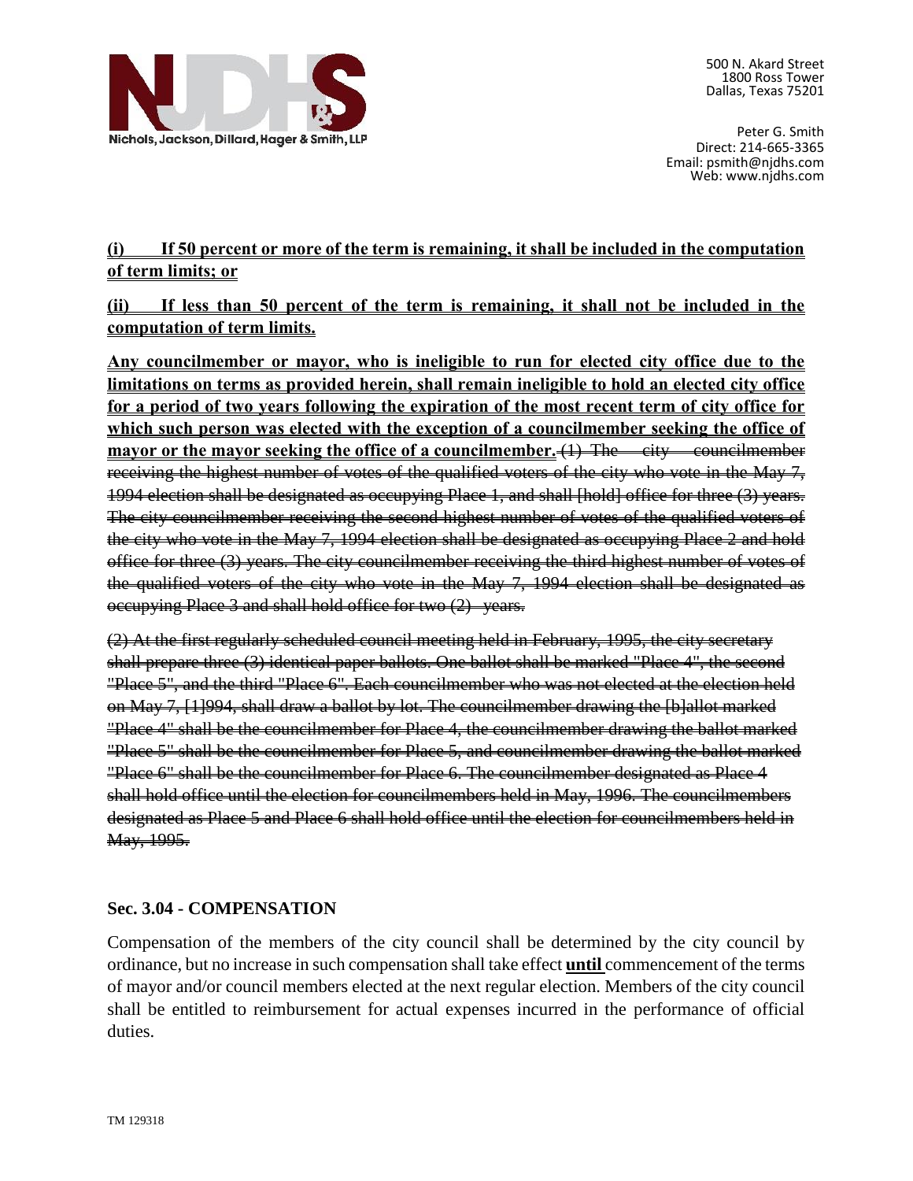**(i) If 50 percent or more of the term is remaining, it shall be included in the computation of term limits; or**

**(ii) If less than 50 percent of the term is remaining, it shall not be included in the computation of term limits.**

**Any councilmember or mayor, who is ineligible to run for elected city office due to the limitations on terms as provided herein, shall remain ineligible to hold an elected city office for a period of two years following the expiration of the most recent term of city office for which such person was elected with the exception of a councilmember seeking the office of mayor or the mayor seeking the office of a councilmember.** ~~(1) The city councilmember receiving the highest number of votes of the qualified voters of the city who vote in the May 7, 1994 election shall be designated as occupying Place 1, and shall [hold] office for three (3) years. The city councilmember receiving the second highest number of votes of the qualified voters of the city who vote in the May 7, 1994 election shall be designated as occupying Place 2 and hold office for three (3) years. The city councilmember receiving the third highest number of votes of the qualified voters of the city who vote in the May 7, 1994 election shall be designated as occupying Place 3 and shall hold office for two (2) years.~~

~~(2) At the first regularly scheduled council meeting held in February, 1995, the city secretary shall prepare three (3) identical paper ballots. One ballot shall be marked "Place 4", the second "Place 5", and the third "Place 6". Each councilmember who was not elected at the election held on May 7, [1]994, shall draw a ballot by lot. The councilmember drawing the [b]allot marked "Place 4" shall be the councilmember for Place 4, the councilmember drawing the ballot marked "Place 5" shall be the councilmember for Place 5, and councilmember drawing the ballot marked "Place 6" shall be the councilmember for Place 6. The councilmember designated as Place 4 shall hold office until the election for councilmembers held in May, 1996. The councilmembers designated as Place 5 and Place 6 shall hold office until the election for councilmembers held in May, 1995.~~

### Sec. 3.04 - COMPENSATION

Compensation of the members of the city council shall be determined by the city council by ordinance, but no increase in such compensation shall take effect **until** commencement of the terms of mayor and/or council members elected at the next regular election. Members of the city council shall be entitled to reimbursement for actual expenses incurred in the performance of official duties.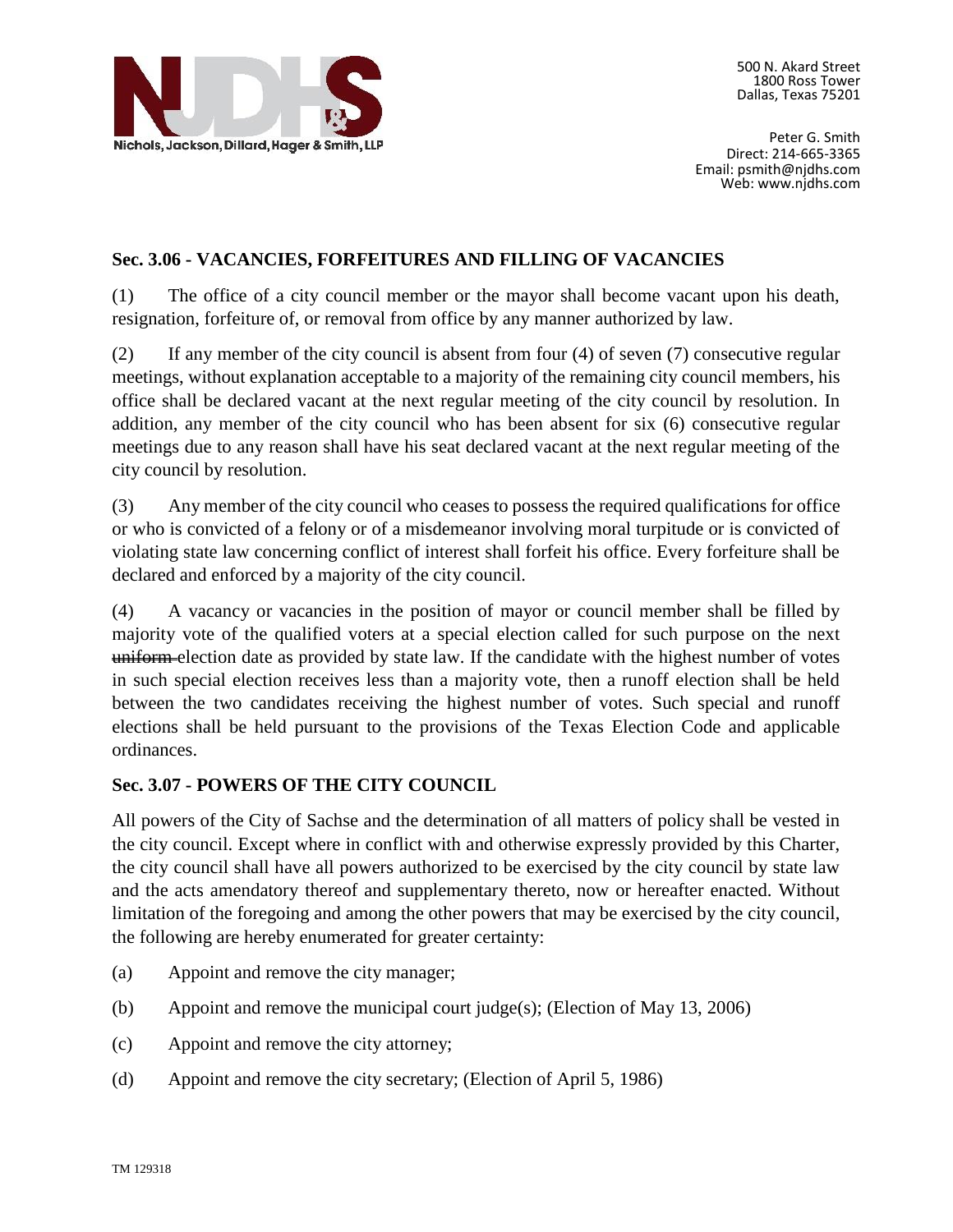**Sec. 3.06 - VACANCIES, FORFEITURES AND FILLING OF VACANCIES**

(1) The office of a city council member or the mayor shall become vacant upon his death, resignation, forfeiture of, or removal from office by any manner authorized by law.

(2) If any member of the city council is absent from four (4) of seven (7) consecutive regular meetings, without explanation acceptable to a majority of the remaining city council members, his office shall be declared vacant at the next regular meeting of the city council by resolution. In addition, any member of the city council who has been absent for six (6) consecutive regular meetings due to any reason shall have his seat declared vacant at the next regular meeting of the city council by resolution.

(3) Any member of the city council who ceases to possess the required qualifications for office or who is convicted of a felony or of a misdemeanor involving moral turpitude or is convicted of violating state law concerning conflict of interest shall forfeit his office. Every forfeiture shall be declared and enforced by a majority of the city council.

(4) A vacancy or vacancies in the position of mayor or council member shall be filled by majority vote of the qualified voters at a special election called for such purpose on the next ~~uniform~~ election date as provided by state law. If the candidate with the highest number of votes in such special election receives less than a majority vote, then a runoff election shall be held between the two candidates receiving the highest number of votes. Such special and runoff elections shall be held pursuant to the provisions of the Texas Election Code and applicable ordinances.

**Sec. 3.07 - POWERS OF THE CITY COUNCIL**

All powers of the City of Sachse and the determination of all matters of policy shall be vested in the city council. Except where in conflict with and otherwise expressly provided by this Charter, the city council shall have all powers authorized to be exercised by the city council by state law and the acts amendatory thereof and supplementary thereto, now or hereafter enacted. Without limitation of the foregoing and among the other powers that may be exercised by the city council, the following are hereby enumerated for greater certainty:

(a) Appoint and remove the city manager;

(b) Appoint and remove the municipal court judge(s); (Election of May 13, 2006)

(c) Appoint and remove the city attorney;

(d) Appoint and remove the city secretary; (Election of April 5, 1986)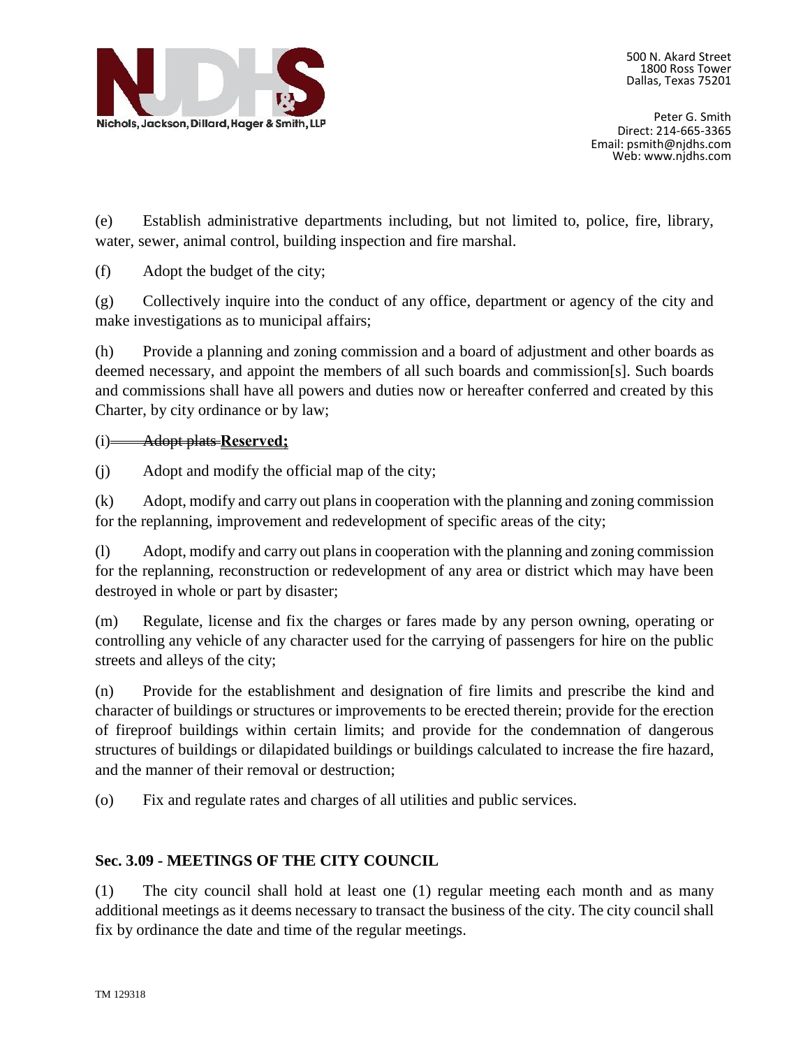(e) Establish administrative departments including, but not limited to, police, fire, library, water, sewer, animal control, building inspection and fire marshal.

(f) Adopt the budget of the city;

(g) Collectively inquire into the conduct of any office, department or agency of the city and make investigations as to municipal affairs;

(h) Provide a planning and zoning commission and a board of adjustment and other boards as deemed necessary, and appoint the members of all such boards and commission[s]. Such boards and commissions shall have all powers and duties now or hereafter conferred and created by this Charter, by city ordinance or by law;

(i) ~~Adopt plats~~ **Reserved;**

(j) Adopt and modify the official map of the city;

(k) Adopt, modify and carry out plans in cooperation with the planning and zoning commission for the replanning, improvement and redevelopment of specific areas of the city;

(l) Adopt, modify and carry out plans in cooperation with the planning and zoning commission for the replanning, reconstruction or redevelopment of any area or district which may have been destroyed in whole or part by disaster;

(m) Regulate, license and fix the charges or fares made by any person owning, operating or controlling any vehicle of any character used for the carrying of passengers for hire on the public streets and alleys of the city;

(n) Provide for the establishment and designation of fire limits and prescribe the kind and character of buildings or structures or improvements to be erected therein; provide for the erection of fireproof buildings within certain limits; and provide for the condemnation of dangerous structures of buildings or dilapidated buildings or buildings calculated to increase the fire hazard, and the manner of their removal or destruction;

(o) Fix and regulate rates and charges of all utilities and public services.

**Sec. 3.09 - MEETINGS OF THE CITY COUNCIL**

(1) The city council shall hold at least one (1) regular meeting each month and as many additional meetings as it deems necessary to transact the business of the city. The city council shall fix by ordinance the date and time of the regular meetings.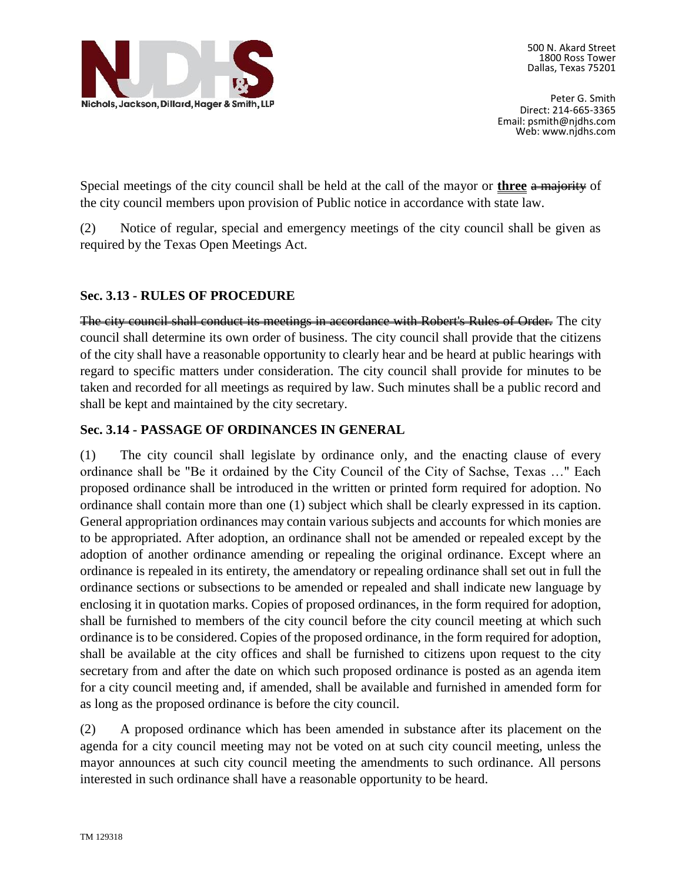Special meetings of the city council shall be held at the call of the mayor or **<u>three</u>** ~~a majority~~ of the city council members upon provision of Public notice in accordance with state law.

(2) Notice of regular, special and emergency meetings of the city council shall be given as required by the Texas Open Meetings Act.

### Sec. 3.13 - RULES OF PROCEDURE

~~The city council shall conduct its meetings in accordance with Robert's Rules of Order.~~ The city council shall determine its own order of business. The city council shall provide that the citizens of the city shall have a reasonable opportunity to clearly hear and be heard at public hearings with regard to specific matters under consideration. The city council shall provide for minutes to be taken and recorded for all meetings as required by law. Such minutes shall be a public record and shall be kept and maintained by the city secretary.

### Sec. 3.14 - PASSAGE OF ORDINANCES IN GENERAL

(1) The city council shall legislate by ordinance only, and the enacting clause of every ordinance shall be "Be it ordained by the City Council of the City of Sachse, Texas …" Each proposed ordinance shall be introduced in the written or printed form required for adoption. No ordinance shall contain more than one (1) subject which shall be clearly expressed in its caption. General appropriation ordinances may contain various subjects and accounts for which monies are to be appropriated. After adoption, an ordinance shall not be amended or repealed except by the adoption of another ordinance amending or repealing the original ordinance. Except where an ordinance is repealed in its entirety, the amendatory or repealing ordinance shall set out in full the ordinance sections or subsections to be amended or repealed and shall indicate new language by enclosing it in quotation marks. Copies of proposed ordinances, in the form required for adoption, shall be furnished to members of the city council before the city council meeting at which such ordinance is to be considered. Copies of the proposed ordinance, in the form required for adoption, shall be available at the city offices and shall be furnished to citizens upon request to the city secretary from and after the date on which such proposed ordinance is posted as an agenda item for a city council meeting and, if amended, shall be available and furnished in amended form for as long as the proposed ordinance is before the city council.

(2) A proposed ordinance which has been amended in substance after its placement on the agenda for a city council meeting may not be voted on at such city council meeting, unless the mayor announces at such city council meeting the amendments to such ordinance. All persons interested in such ordinance shall have a reasonable opportunity to be heard.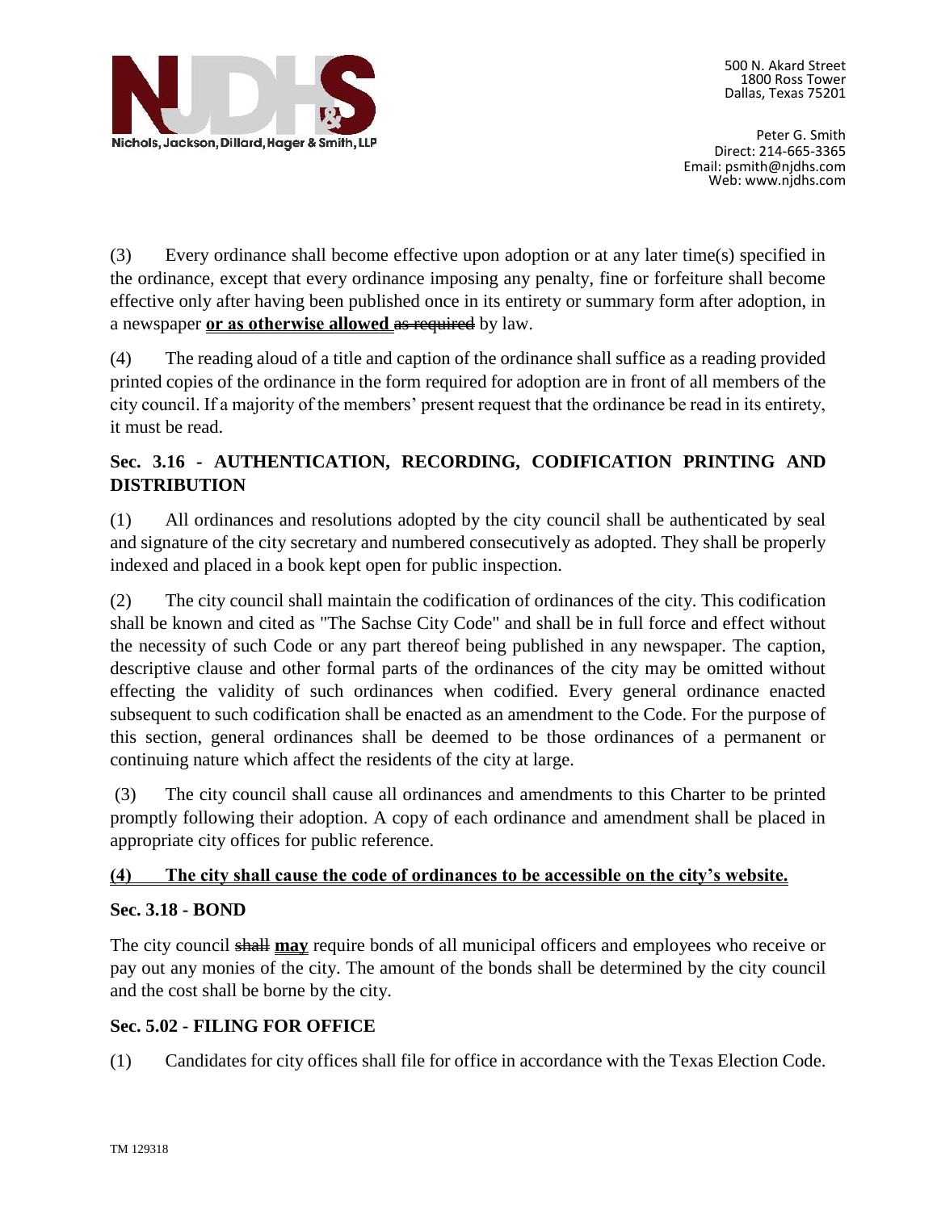(3) Every ordinance shall become effective upon adoption or at any later time(s) specified in the ordinance, except that every ordinance imposing any penalty, fine or forfeiture shall become effective only after having been published once in its entirety or summary form after adoption, in a newspaper **<u>or as otherwise allowed</u>** ~~as required~~ by law.

(4) The reading aloud of a title and caption of the ordinance shall suffice as a reading provided printed copies of the ordinance in the form required for adoption are in front of all members of the city council. If a majority of the members' present request that the ordinance be read in its entirety, it must be read.

### Sec. 3.16 - AUTHENTICATION, RECORDING, CODIFICATION PRINTING AND DISTRIBUTION

(1) All ordinances and resolutions adopted by the city council shall be authenticated by seal and signature of the city secretary and numbered consecutively as adopted. They shall be properly indexed and placed in a book kept open for public inspection.

(2) The city council shall maintain the codification of ordinances of the city. This codification shall be known and cited as "The Sachse City Code" and shall be in full force and effect without the necessity of such Code or any part thereof being published in any newspaper. The caption, descriptive clause and other formal parts of the ordinances of the city may be omitted without effecting the validity of such ordinances when codified. Every general ordinance enacted subsequent to such codification shall be enacted as an amendment to the Code. For the purpose of this section, general ordinances shall be deemed to be those ordinances of a permanent or continuing nature which affect the residents of the city at large.

(3) The city council shall cause all ordinances and amendments to this Charter to be printed promptly following their adoption. A copy of each ordinance and amendment shall be placed in appropriate city offices for public reference.

**<u>(4) The city shall cause the code of ordinances to be accessible on the city's website.</u>**

### Sec. 3.18 - BOND

The city council ~~shall~~ **<u>may</u>** require bonds of all municipal officers and employees who receive or pay out any monies of the city. The amount of the bonds shall be determined by the city council and the cost shall be borne by the city.

### Sec. 5.02 - FILING FOR OFFICE

(1) Candidates for city offices shall file for office in accordance with the Texas Election Code.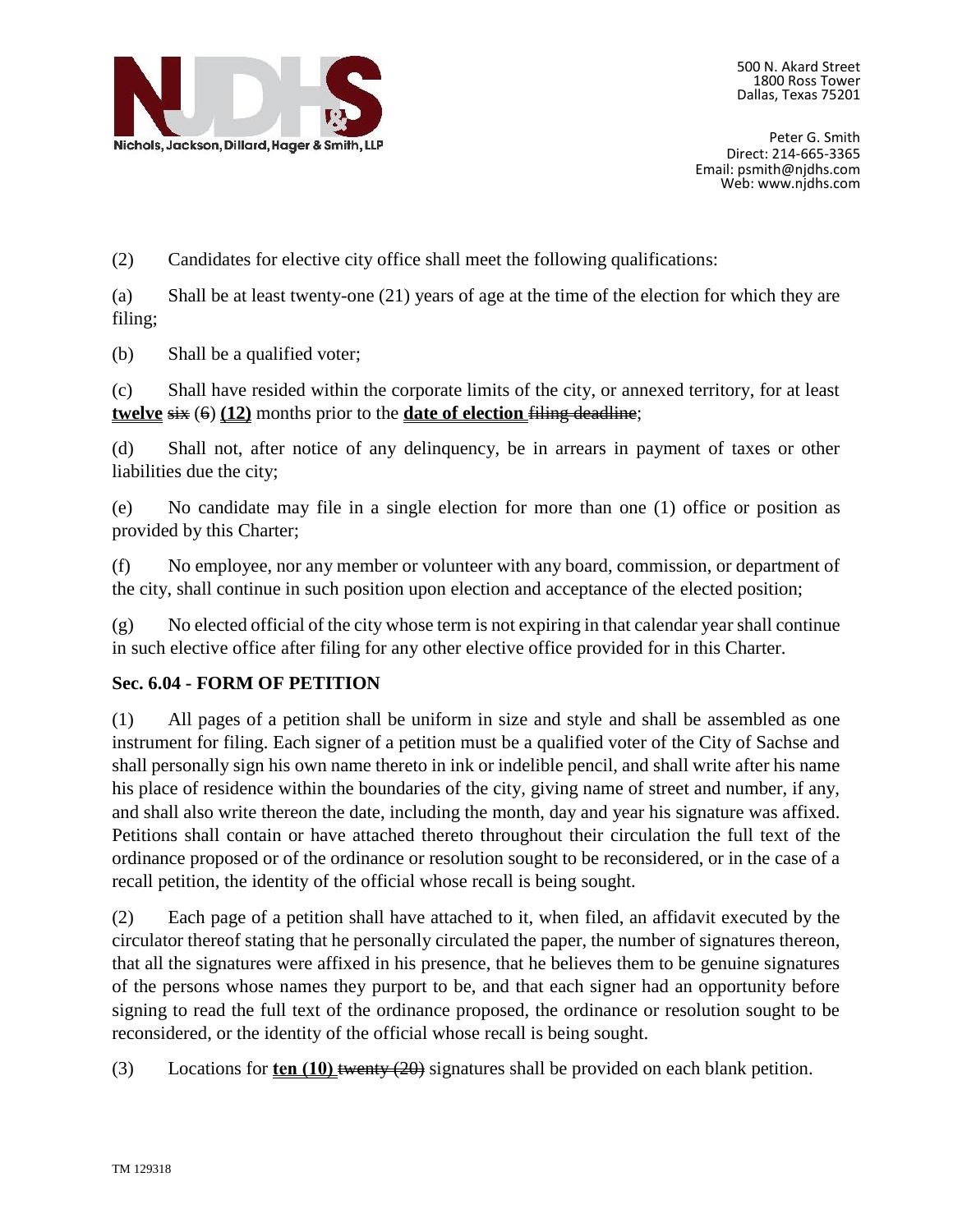(2) Candidates for elective city office shall meet the following qualifications:

(a) Shall be at least twenty-one (21) years of age at the time of the election for which they are filing;

(b) Shall be a qualified voter;

(c) Shall have resided within the corporate limits of the city, or annexed territory, for at least <u>**twelve**</u> ~~six~~ (~~6~~) **(12)** months prior to the <u>**date of election**</u> ~~filing deadline~~;

(d) Shall not, after notice of any delinquency, be in arrears in payment of taxes or other liabilities due the city;

(e) No candidate may file in a single election for more than one (1) office or position as provided by this Charter;

(f) No employee, nor any member or volunteer with any board, commission, or department of the city, shall continue in such position upon election and acceptance of the elected position;

(g) No elected official of the city whose term is not expiring in that calendar year shall continue in such elective office after filing for any other elective office provided for in this Charter.

**Sec. 6.04 - FORM OF PETITION**

(1) All pages of a petition shall be uniform in size and style and shall be assembled as one instrument for filing. Each signer of a petition must be a qualified voter of the City of Sachse and shall personally sign his own name thereto in ink or indelible pencil, and shall write after his name his place of residence within the boundaries of the city, giving name of street and number, if any, and shall also write thereon the date, including the month, day and year his signature was affixed. Petitions shall contain or have attached thereto throughout their circulation the full text of the ordinance proposed or of the ordinance or resolution sought to be reconsidered, or in the case of a recall petition, the identity of the official whose recall is being sought.

(2) Each page of a petition shall have attached to it, when filed, an affidavit executed by the circulator thereof stating that he personally circulated the paper, the number of signatures thereon, that all the signatures were affixed in his presence, that he believes them to be genuine signatures of the persons whose names they purport to be, and that each signer had an opportunity before signing to read the full text of the ordinance proposed, the ordinance or resolution sought to be reconsidered, or the identity of the official whose recall is being sought.

(3) Locations for <u>**ten (10)**</u> ~~twenty (20)~~ signatures shall be provided on each blank petition.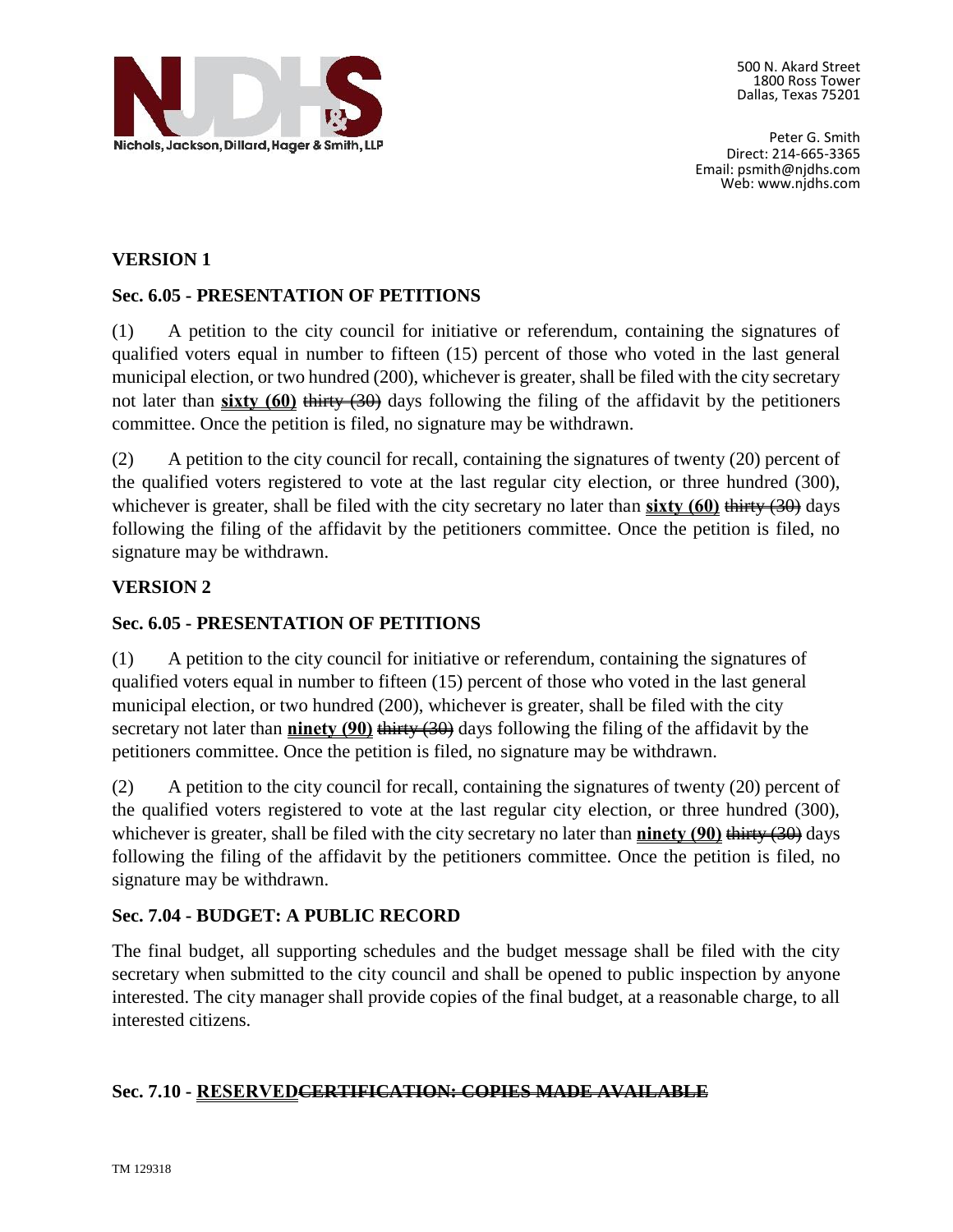500 N. Akard Street
1800 Ross Tower
Dallas, Texas 75201

Peter G. Smith
Direct: 214-665-3365
Email: psmith@njdhs.com
Web: www.njdhs.com

**VERSION 1**

**Sec. 6.05 - PRESENTATION OF PETITIONS**

(1) A petition to the city council for initiative or referendum, containing the signatures of qualified voters equal in number to fifteen (15) percent of those who voted in the last general municipal election, or two hundred (200), whichever is greater, shall be filed with the city secretary not later than <u>**sixty (60)**</u> ~~thirty (30)~~ days following the filing of the affidavit by the petitioners committee. Once the petition is filed, no signature may be withdrawn.

(2) A petition to the city council for recall, containing the signatures of twenty (20) percent of the qualified voters registered to vote at the last regular city election, or three hundred (300), whichever is greater, shall be filed with the city secretary no later than <u>**sixty (60)**</u> ~~thirty (30)~~ days following the filing of the affidavit by the petitioners committee. Once the petition is filed, no signature may be withdrawn.

**VERSION 2**

**Sec. 6.05 - PRESENTATION OF PETITIONS**

(1) A petition to the city council for initiative or referendum, containing the signatures of qualified voters equal in number to fifteen (15) percent of those who voted in the last general municipal election, or two hundred (200), whichever is greater, shall be filed with the city secretary not later than <u>**ninety (90)**</u> ~~thirty (30)~~ days following the filing of the affidavit by the petitioners committee. Once the petition is filed, no signature may be withdrawn.

(2) A petition to the city council for recall, containing the signatures of twenty (20) percent of the qualified voters registered to vote at the last regular city election, or three hundred (300), whichever is greater, shall be filed with the city secretary no later than <u>**ninety (90)**</u> ~~thirty (30)~~ days following the filing of the affidavit by the petitioners committee. Once the petition is filed, no signature may be withdrawn.

**Sec. 7.04 - BUDGET: A PUBLIC RECORD**

The final budget, all supporting schedules and the budget message shall be filed with the city secretary when submitted to the city council and shall be opened to public inspection by anyone interested. The city manager shall provide copies of the final budget, at a reasonable charge, to all interested citizens.

**Sec. 7.10 - <u>RESERVED</u>~~CERTIFICATION: COPIES MADE AVAILABLE~~**

TM 129318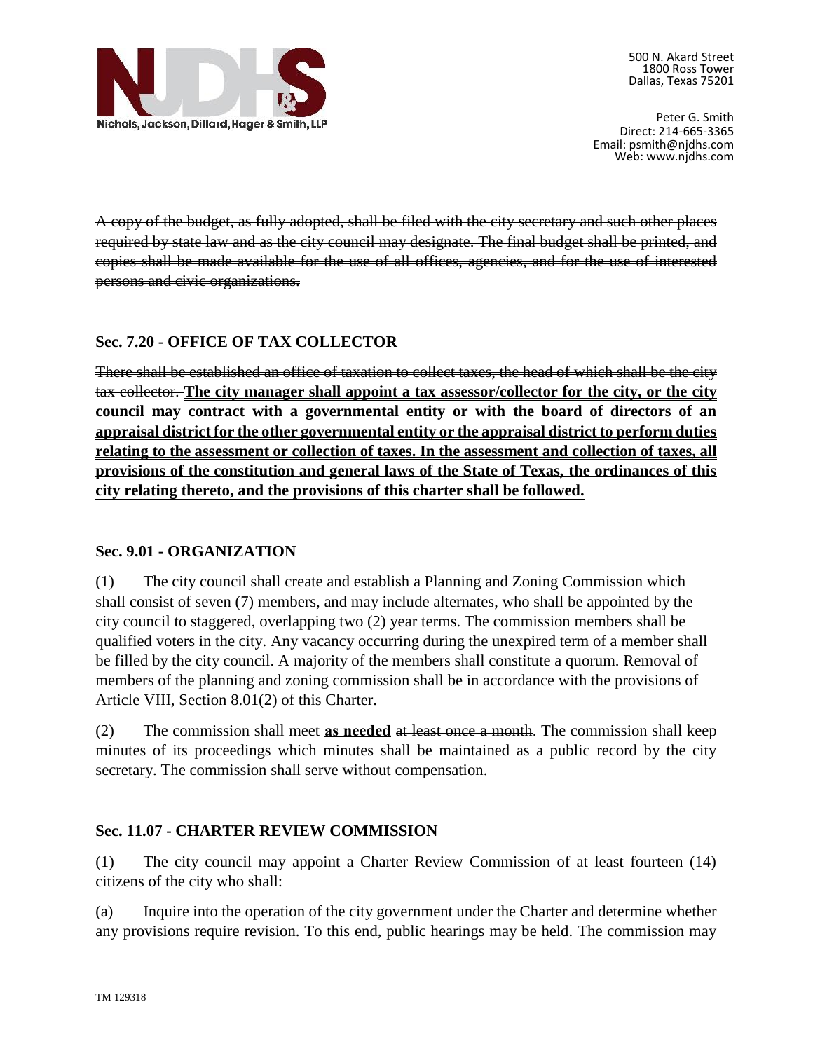~~A copy of the budget, as fully adopted, shall be filed with the city secretary and such other places required by state law and as the city council may designate. The final budget shall be printed, and copies shall be made available for the use of all offices, agencies, and for the use of interested persons and civic organizations.~~

**Sec. 7.20 - OFFICE OF TAX COLLECTOR**

~~There shall be established an office of taxation to collect taxes, the head of which shall be the city tax collector.~~ **<u>The city manager shall appoint a tax assessor/collector for the city, or the city council may contract with a governmental entity or with the board of directors of an appraisal district for the other governmental entity or the appraisal district to perform duties relating to the assessment or collection of taxes. In the assessment and collection of taxes, all provisions of the constitution and general laws of the State of Texas, the ordinances of this city relating thereto, and the provisions of this charter shall be followed.</u>**

**Sec. 9.01 - ORGANIZATION**

(1) The city council shall create and establish a Planning and Zoning Commission which shall consist of seven (7) members, and may include alternates, who shall be appointed by the city council to staggered, overlapping two (2) year terms. The commission members shall be qualified voters in the city. Any vacancy occurring during the unexpired term of a member shall be filled by the city council. A majority of the members shall constitute a quorum. Removal of members of the planning and zoning commission shall be in accordance with the provisions of Article VIII, Section 8.01(2) of this Charter.

(2) The commission shall meet **<u>as needed</u>** ~~at least once a month~~. The commission shall keep minutes of its proceedings which minutes shall be maintained as a public record by the city secretary. The commission shall serve without compensation.

**Sec. 11.07 - CHARTER REVIEW COMMISSION**

(1) The city council may appoint a Charter Review Commission of at least fourteen (14) citizens of the city who shall:

(a) Inquire into the operation of the city government under the Charter and determine whether any provisions require revision. To this end, public hearings may be held. The commission may

TM 129318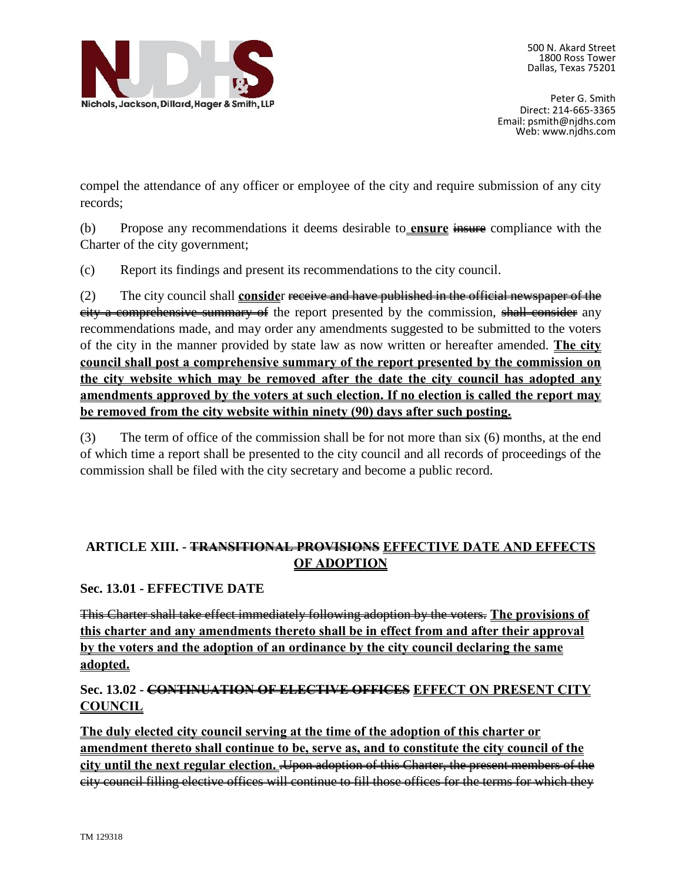compel the attendance of any officer or employee of the city and require submission of any city records;

(b) Propose any recommendations it deems desirable to **ensure** ~~insure~~ compliance with the Charter of the city government;

(c) Report its findings and present its recommendations to the city council.

(2) The city council shall **conside**r ~~receive and have published in the official newspaper of the city a comprehensive summary of~~ the report presented by the commission, ~~shall consider~~ any recommendations made, and may order any amendments suggested to be submitted to the voters of the city in the manner provided by state law as now written or hereafter amended. **The city council shall post a comprehensive summary of the report presented by the commission on the city website which may be removed after the date the city council has adopted any amendments approved by the voters at such election. If no election is called the report may be removed from the city website within ninety (90) days after such posting.**

(3) The term of office of the commission shall be for not more than six (6) months, at the end of which time a report shall be presented to the city council and all records of proceedings of the commission shall be filed with the city secretary and become a public record.

## ARTICLE XIII. - ~~TRANSITIONAL PROVISIONS~~ EFFECTIVE DATE AND EFFECTS OF ADOPTION

### Sec. 13.01 - EFFECTIVE DATE

~~This Charter shall take effect immediately following adoption by the voters.~~ **The provisions of this charter and any amendments thereto shall be in effect from and after their approval by the voters and the adoption of an ordinance by the city council declaring the same adopted.**

### Sec. 13.02 - ~~CONTINUATION OF ELECTIVE OFFICES~~ EFFECT ON PRESENT CITY COUNCIL

**The duly elected city council serving at the time of the adoption of this charter or amendment thereto shall continue to be, serve as, and to constitute the city council of the city until the next regular election.** ~~.Upon adoption of this Charter, the present members of the city council filling elective offices will continue to fill those offices for the terms for which they~~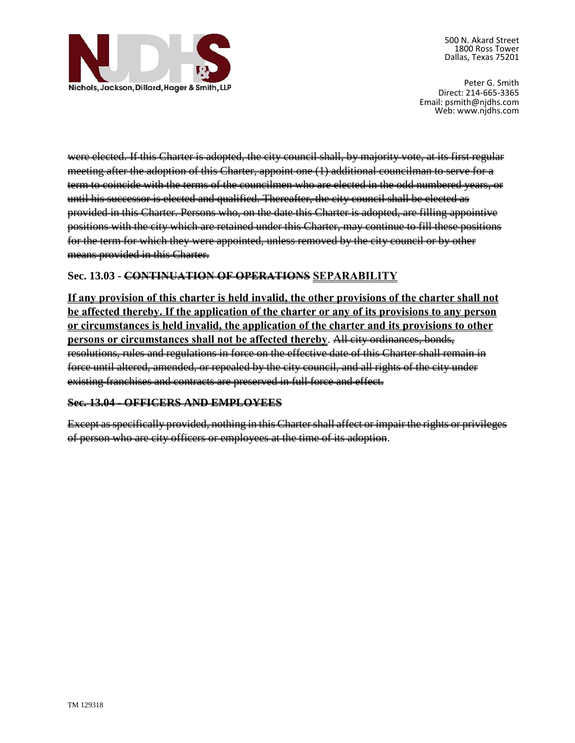~~were elected. If this Charter is adopted, the city council shall, by majority vote, at its first regular meeting after the adoption of this Charter, appoint one (1) additional councilman to serve for a term to coincide with the terms of the councilmen who are elected in the odd numbered years, or until his successor is elected and qualified. Thereafter, the city council shall be elected as provided in this Charter. Persons who, on the date this Charter is adopted, are filling appointive positions with the city which are retained under this Charter, may continue to fill these positions for the term for which they were appointed, unless removed by the city council or by other means provided in this Charter.~~

### Sec. 13.03 - ~~CONTINUATION OF OPERATIONS~~ <u>SEPARABILITY</u>

**<u>If any provision of this charter is held invalid, the other provisions of the charter shall not be affected thereby. If the application of the charter or any of its provisions to any person or circumstances is held invalid, the application of the charter and its provisions to other persons or circumstances shall not be affected thereby</u>**. ~~All city ordinances, bonds, resolutions, rules and regulations in force on the effective date of this Charter shall remain in force until altered, amended, or repealed by the city council, and all rights of the city under existing franchises and contracts are preserved in full force and effect.~~

### ~~Sec. 13.04 - OFFICERS AND EMPLOYEES~~

~~Except as specifically provided, nothing in this Charter shall affect or impair the rights or privileges of person who are city officers or employees at the time of its adoption~~.

TM 129318